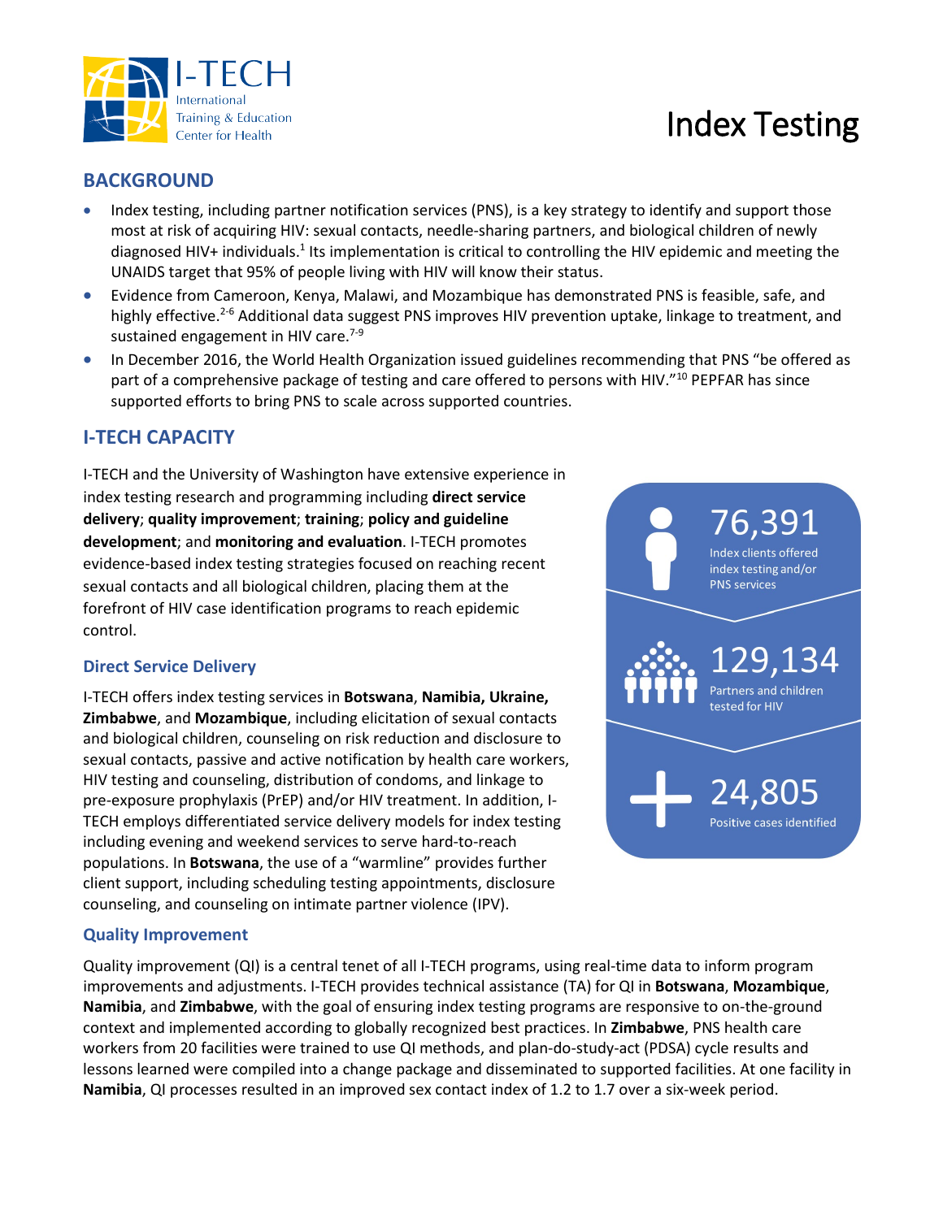# Index Testing

## BACKGROUND

- Index testing, including partner notification services (PNS), is a key strategy to identify and support those most at risk of acquiring HIV: sexual contacts, needle-sharing partners, and biological children of newly diagnosed HIV+ individuals.[1] Its implementation is critical to controlling the HIV epidemic and meeting the UNAIDS target that 95% of people living with HIV will know their status.
- Evidence from Cameroon, Kenya, Malawi, and Mozambique has demonstrated PNS is feasible, safe, and highly effective.[2-6] Additional data suggest PNS improves HIV prevention uptake, linkage to treatment, and sustained engagement in HIV care.[7-9]
- In December 2016, the World Health Organization issued guidelines recommending that PNS "be offered as part of a comprehensive package of testing and care offered to persons with HIV."[10] PEPFAR has since supported efforts to bring PNS to scale across supported countries.

## I-TECH CAPACITY

I-TECH and the University of Washington have extensive experience in index testing research and programming including **direct service delivery**; **quality improvement**; **training**; **policy and guideline development**; and **monitoring and evaluation**. I-TECH promotes evidence-based index testing strategies focused on reaching recent sexual contacts and all biological children, placing them at the forefront of HIV case identification programs to reach epidemic control.

**76,391**
Index clients offered index testing and/or PNS services

**129,134**
Partners and children tested for HIV

**24,805**
Positive cases identified

### Direct Service Delivery

I-TECH offers index testing services in **Botswana**, **Namibia, Ukraine, Zimbabwe**, and **Mozambique**, including elicitation of sexual contacts and biological children, counseling on risk reduction and disclosure to sexual contacts, passive and active notification by health care workers, HIV testing and counseling, distribution of condoms, and linkage to pre-exposure prophylaxis (PrEP) and/or HIV treatment. In addition, I-TECH employs differentiated service delivery models for index testing including evening and weekend services to serve hard-to-reach populations. In **Botswana**, the use of a "warmline" provides further client support, including scheduling testing appointments, disclosure counseling, and counseling on intimate partner violence (IPV).

### Quality Improvement

Quality improvement (QI) is a central tenet of all I-TECH programs, using real-time data to inform program improvements and adjustments. I-TECH provides technical assistance (TA) for QI in **Botswana**, **Mozambique**, **Namibia**, and **Zimbabwe**, with the goal of ensuring index testing programs are responsive to on-the-ground context and implemented according to globally recognized best practices. In **Zimbabwe**, PNS health care workers from 20 facilities were trained to use QI methods, and plan-do-study-act (PDSA) cycle results and lessons learned were compiled into a change package and disseminated to supported facilities. At one facility in **Namibia**, QI processes resulted in an improved sex contact index of 1.2 to 1.7 over a six-week period.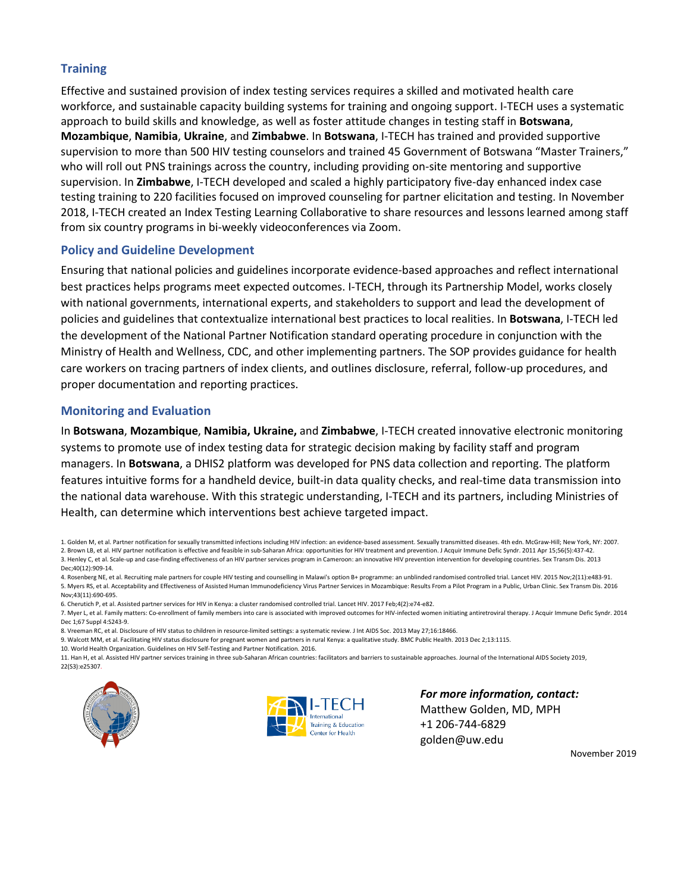## Training

Effective and sustained provision of index testing services requires a skilled and motivated health care workforce, and sustainable capacity building systems for training and ongoing support. I-TECH uses a systematic approach to build skills and knowledge, as well as foster attitude changes in testing staff in **Botswana**, **Mozambique**, **Namibia**, **Ukraine**, and **Zimbabwe**. In **Botswana**, I-TECH has trained and provided supportive supervision to more than 500 HIV testing counselors and trained 45 Government of Botswana "Master Trainers," who will roll out PNS trainings across the country, including providing on-site mentoring and supportive supervision. In **Zimbabwe**, I-TECH developed and scaled a highly participatory five-day enhanced index case testing training to 220 facilities focused on improved counseling for partner elicitation and testing. In November 2018, I-TECH created an Index Testing Learning Collaborative to share resources and lessons learned among staff from six country programs in bi-weekly videoconferences via Zoom.

## Policy and Guideline Development

Ensuring that national policies and guidelines incorporate evidence-based approaches and reflect international best practices helps programs meet expected outcomes. I-TECH, through its Partnership Model, works closely with national governments, international experts, and stakeholders to support and lead the development of policies and guidelines that contextualize international best practices to local realities. In **Botswana**, I-TECH led the development of the National Partner Notification standard operating procedure in conjunction with the Ministry of Health and Wellness, CDC, and other implementing partners. The SOP provides guidance for health care workers on tracing partners of index clients, and outlines disclosure, referral, follow-up procedures, and proper documentation and reporting practices.

## Monitoring and Evaluation

In **Botswana**, **Mozambique**, **Namibia, Ukraine,** and **Zimbabwe**, I-TECH created innovative electronic monitoring systems to promote use of index testing data for strategic decision making by facility staff and program managers. In **Botswana**, a DHIS2 platform was developed for PNS data collection and reporting. The platform features intuitive forms for a handheld device, built-in data quality checks, and real-time data transmission into the national data warehouse. With this strategic understanding, I-TECH and its partners, including Ministries of Health, can determine which interventions best achieve targeted impact.

1. Golden M, et al. Partner notification for sexually transmitted infections including HIV infection: an evidence-based assessment. Sexually transmitted diseases. 4th edn. McGraw-Hill; New York, NY: 2007.
2. Brown LB, et al. HIV partner notification is effective and feasible in sub-Saharan Africa: opportunities for HIV treatment and prevention. J Acquir Immune Defic Syndr. 2011 Apr 15;56(5):437-42.
3. Henley C, et al. Scale-up and case-finding effectiveness of an HIV partner services program in Cameroon: an innovative HIV prevention intervention for developing countries. Sex Transm Dis. 2013 Dec;40(12):909-14.
4. Rosenberg NE, et al. Recruiting male partners for couple HIV testing and counselling in Malawi's option B+ programme: an unblinded randomised controlled trial. Lancet HIV. 2015 Nov;2(11):e483-91.
5. Myers RS, et al. Acceptability and Effectiveness of Assisted Human Immunodeficiency Virus Partner Services in Mozambique: Results From a Pilot Program in a Public, Urban Clinic. Sex Transm Dis. 2016 Nov;43(11):690-695.
6. Cherutich P, et al. Assisted partner services for HIV in Kenya: a cluster randomised controlled trial. Lancet HIV. 2017 Feb;4(2):e74-e82.
7. Myer L, et al. Family matters: Co-enrollment of family members into care is associated with improved outcomes for HIV-infected women initiating antiretroviral therapy. J Acquir Immune Defic Syndr. 2014 Dec 1;67 Suppl 4:S243-9.
8. Vreeman RC, et al. Disclosure of HIV status to children in resource-limited settings: a systematic review. J Int AIDS Soc. 2013 May 27;16:18466.
9. Walcott MM, et al. Facilitating HIV status disclosure for pregnant women and partners in rural Kenya: a qualitative study. BMC Public Health. 2013 Dec 2;13:1115.
10. World Health Organization. Guidelines on HIV Self-Testing and Partner Notification. 2016.
11. Han H, et al. Assisted HIV partner services training in three sub-Saharan African countries: facilitators and barriers to sustainable approaches. Journal of the International AIDS Society 2019, 22(S3):e25307.

I-TECH International Training & Education Center for Health

***For more information, contact:***
Matthew Golden, MD, MPH
+1 206-744-6829
golden@uw.edu

November 2019